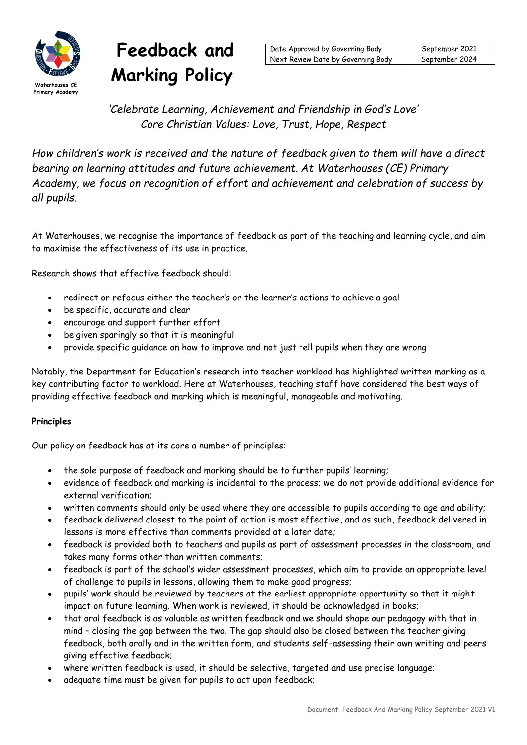Waterhouses CE Primary Academy

# Feedback and Marking Policy

| Date Approved by Governing Body | September 2021 |
| --- | --- |
| Next Review Date by Governing Body | September 2024 |

*'Celebrate Learning, Achievement and Friendship in God's Love'*
*Core Christian Values: Love, Trust, Hope, Respect*

*How children's work is received and the nature of feedback given to them will have a direct bearing on learning attitudes and future achievement. At Waterhouses (CE) Primary Academy, we focus on recognition of effort and achievement and celebration of success by all pupils.*

At Waterhouses, we recognise the importance of feedback as part of the teaching and learning cycle, and aim to maximise the effectiveness of its use in practice.

Research shows that effective feedback should:

- redirect or refocus either the teacher's or the learner's actions to achieve a goal
- be specific, accurate and clear
- encourage and support further effort
- be given sparingly so that it is meaningful
- provide specific guidance on how to improve and not just tell pupils when they are wrong

Notably, the Department for Education's research into teacher workload has highlighted written marking as a key contributing factor to workload. Here at Waterhouses, teaching staff have considered the best ways of providing effective feedback and marking which is meaningful, manageable and motivating.

**Principles**

Our policy on feedback has at its core a number of principles:

- the sole purpose of feedback and marking should be to further pupils' learning;
- evidence of feedback and marking is incidental to the process; we do not provide additional evidence for external verification;
- written comments should only be used where they are accessible to pupils according to age and ability;
- feedback delivered closest to the point of action is most effective, and as such, feedback delivered in lessons is more effective than comments provided at a later date;
- feedback is provided both to teachers and pupils as part of assessment processes in the classroom, and takes many forms other than written comments;
- feedback is part of the school's wider assessment processes, which aim to provide an appropriate level of challenge to pupils in lessons, allowing them to make good progress;
- pupils' work should be reviewed by teachers at the earliest appropriate opportunity so that it might impact on future learning. When work is reviewed, it should be acknowledged in books;
- that oral feedback is as valuable as written feedback and we should shape our pedagogy with that in mind – closing the gap between the two. The gap should also be closed between the teacher giving feedback, both orally and in the written form, and students self-assessing their own writing and peers giving effective feedback;
- where written feedback is used, it should be selective, targeted and use precise language;
- adequate time must be given for pupils to act upon feedback;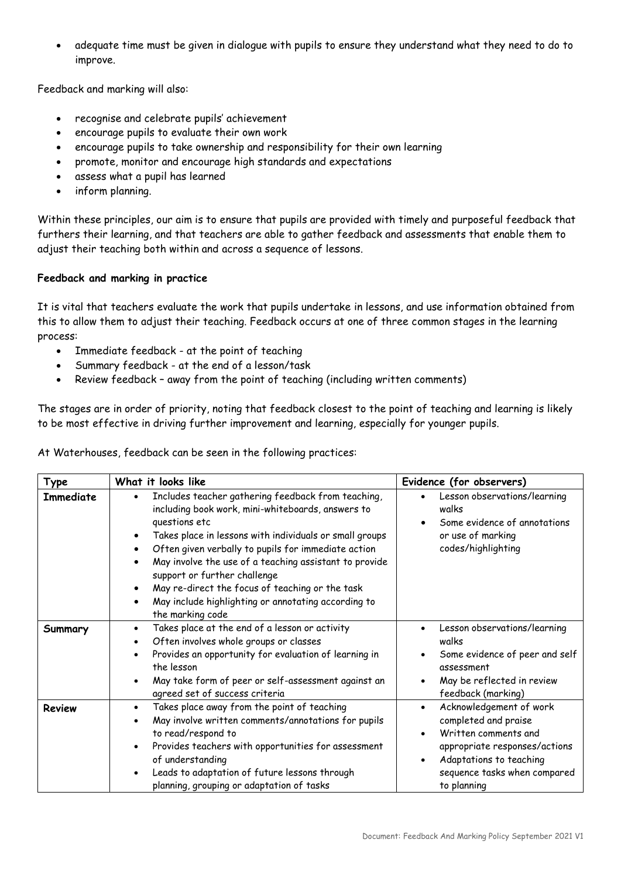- adequate time must be given in dialogue with pupils to ensure they understand what they need to do to improve.

Feedback and marking will also:

- recognise and celebrate pupils' achievement
- encourage pupils to evaluate their own work
- encourage pupils to take ownership and responsibility for their own learning
- promote, monitor and encourage high standards and expectations
- assess what a pupil has learned
- inform planning.

Within these principles, our aim is to ensure that pupils are provided with timely and purposeful feedback that furthers their learning, and that teachers are able to gather feedback and assessments that enable them to adjust their teaching both within and across a sequence of lessons.

**Feedback and marking in practice**

It is vital that teachers evaluate the work that pupils undertake in lessons, and use information obtained from this to allow them to adjust their teaching. Feedback occurs at one of three common stages in the learning process:

- Immediate feedback - at the point of teaching
- Summary feedback - at the end of a lesson/task
- Review feedback – away from the point of teaching (including written comments)

The stages are in order of priority, noting that feedback closest to the point of teaching and learning is likely to be most effective in driving further improvement and learning, especially for younger pupils.

At Waterhouses, feedback can be seen in the following practices:

| Type | What it looks like | Evidence (for observers) |
|---|---|---|
| **Immediate** | • Includes teacher gathering feedback from teaching, including book work, mini-whiteboards, answers to questions etc<br>• Takes place in lessons with individuals or small groups<br>• Often given verbally to pupils for immediate action<br>• May involve the use of a teaching assistant to provide support or further challenge<br>• May re-direct the focus of teaching or the task<br>• May include highlighting or annotating according to the marking code | • Lesson observations/learning walks<br>• Some evidence of annotations or use of marking codes/highlighting |
| **Summary** | • Takes place at the end of a lesson or activity<br>• Often involves whole groups or classes<br>• Provides an opportunity for evaluation of learning in the lesson<br>• May take form of peer or self-assessment against an agreed set of success criteria | • Lesson observations/learning walks<br>• Some evidence of peer and self assessment<br>• May be reflected in review feedback (marking) |
| **Review** | • Takes place away from the point of teaching<br>• May involve written comments/annotations for pupils to read/respond to<br>• Provides teachers with opportunities for assessment of understanding<br>• Leads to adaptation of future lessons through planning, grouping or adaptation of tasks | • Acknowledgement of work completed and praise<br>• Written comments and appropriate responses/actions<br>• Adaptations to teaching sequence tasks when compared to planning |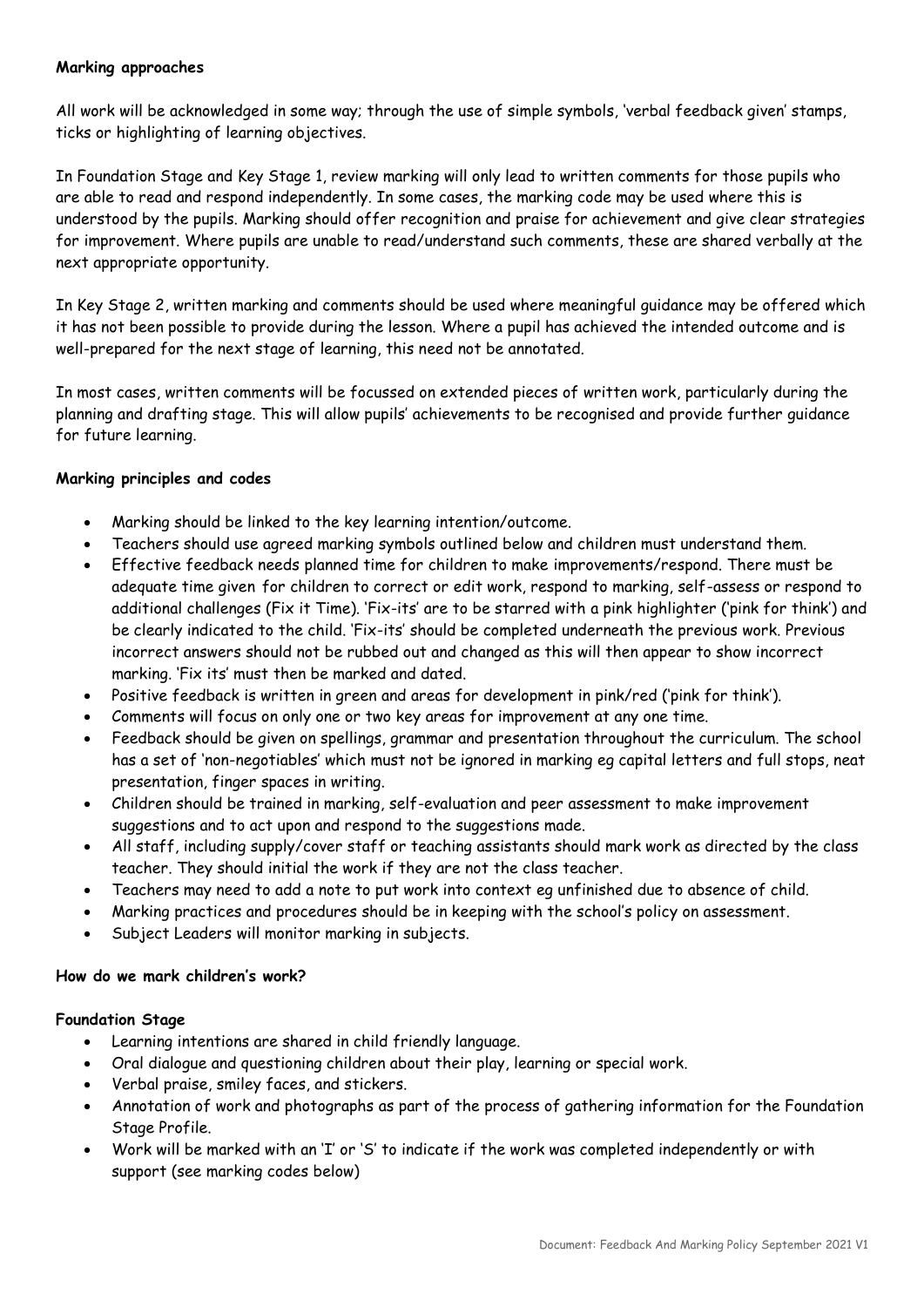**Marking approaches**

All work will be acknowledged in some way; through the use of simple symbols, 'verbal feedback given' stamps, ticks or highlighting of learning objectives.

In Foundation Stage and Key Stage 1, review marking will only lead to written comments for those pupils who are able to read and respond independently. In some cases, the marking code may be used where this is understood by the pupils. Marking should offer recognition and praise for achievement and give clear strategies for improvement. Where pupils are unable to read/understand such comments, these are shared verbally at the next appropriate opportunity.

In Key Stage 2, written marking and comments should be used where meaningful guidance may be offered which it has not been possible to provide during the lesson. Where a pupil has achieved the intended outcome and is well-prepared for the next stage of learning, this need not be annotated.

In most cases, written comments will be focussed on extended pieces of written work, particularly during the planning and drafting stage. This will allow pupils' achievements to be recognised and provide further guidance for future learning.

**Marking principles and codes**

- Marking should be linked to the key learning intention/outcome.
- Teachers should use agreed marking symbols outlined below and children must understand them.
- Effective feedback needs planned time for children to make improvements/respond. There must be adequate time given for children to correct or edit work, respond to marking, self-assess or respond to additional challenges (Fix it Time). 'Fix-its' are to be starred with a pink highlighter ('pink for think') and be clearly indicated to the child. 'Fix-its' should be completed underneath the previous work. Previous incorrect answers should not be rubbed out and changed as this will then appear to show incorrect marking. 'Fix its' must then be marked and dated.
- Positive feedback is written in green and areas for development in pink/red ('pink for think').
- Comments will focus on only one or two key areas for improvement at any one time.
- Feedback should be given on spellings, grammar and presentation throughout the curriculum. The school has a set of 'non-negotiables' which must not be ignored in marking eg capital letters and full stops, neat presentation, finger spaces in writing.
- Children should be trained in marking, self-evaluation and peer assessment to make improvement suggestions and to act upon and respond to the suggestions made.
- All staff, including supply/cover staff or teaching assistants should mark work as directed by the class teacher. They should initial the work if they are not the class teacher.
- Teachers may need to add a note to put work into context eg unfinished due to absence of child.
- Marking practices and procedures should be in keeping with the school's policy on assessment.
- Subject Leaders will monitor marking in subjects.

**How do we mark children's work?**

**Foundation Stage**

- Learning intentions are shared in child friendly language.
- Oral dialogue and questioning children about their play, learning or special work.
- Verbal praise, smiley faces, and stickers.
- Annotation of work and photographs as part of the process of gathering information for the Foundation Stage Profile.
- Work will be marked with an 'I' or 'S' to indicate if the work was completed independently or with support (see marking codes below)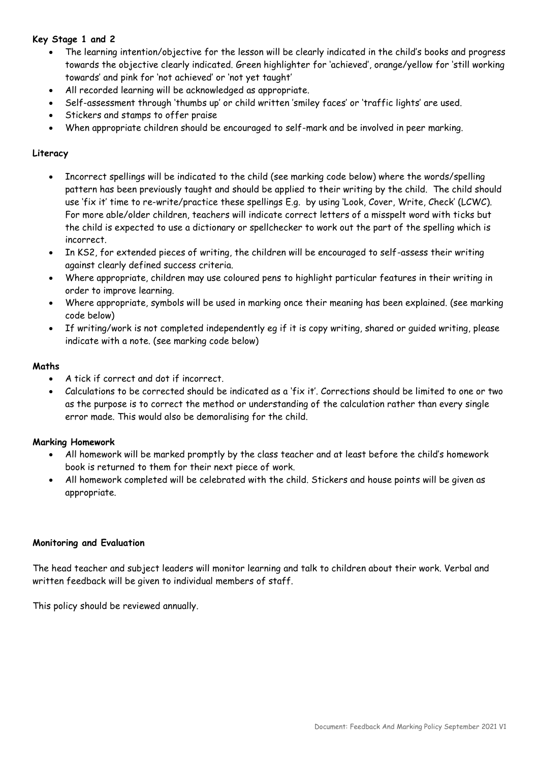**Key Stage 1 and 2**

- The learning intention/objective for the lesson will be clearly indicated in the child's books and progress towards the objective clearly indicated. Green highlighter for 'achieved', orange/yellow for 'still working towards' and pink for 'not achieved' or 'not yet taught'
- All recorded learning will be acknowledged as appropriate.
- Self-assessment through 'thumbs up' or child written 'smiley faces' or 'traffic lights' are used.
- Stickers and stamps to offer praise
- When appropriate children should be encouraged to self-mark and be involved in peer marking.

**Literacy**

- Incorrect spellings will be indicated to the child (see marking code below) where the words/spelling pattern has been previously taught and should be applied to their writing by the child. The child should use 'fix it' time to re-write/practice these spellings E.g. by using 'Look, Cover, Write, Check' (LCWC). For more able/older children, teachers will indicate correct letters of a misspelt word with ticks but the child is expected to use a dictionary or spellchecker to work out the part of the spelling which is incorrect.
- In KS2, for extended pieces of writing, the children will be encouraged to self-assess their writing against clearly defined success criteria.
- Where appropriate, children may use coloured pens to highlight particular features in their writing in order to improve learning.
- Where appropriate, symbols will be used in marking once their meaning has been explained. (see marking code below)
- If writing/work is not completed independently eg if it is copy writing, shared or guided writing, please indicate with a note. (see marking code below)

**Maths**

- A tick if correct and dot if incorrect.
- Calculations to be corrected should be indicated as a 'fix it'. Corrections should be limited to one or two as the purpose is to correct the method or understanding of the calculation rather than every single error made. This would also be demoralising for the child.

**Marking Homework**

- All homework will be marked promptly by the class teacher and at least before the child's homework book is returned to them for their next piece of work.
- All homework completed will be celebrated with the child. Stickers and house points will be given as appropriate.

**Monitoring and Evaluation**

The head teacher and subject leaders will monitor learning and talk to children about their work. Verbal and written feedback will be given to individual members of staff.

This policy should be reviewed annually.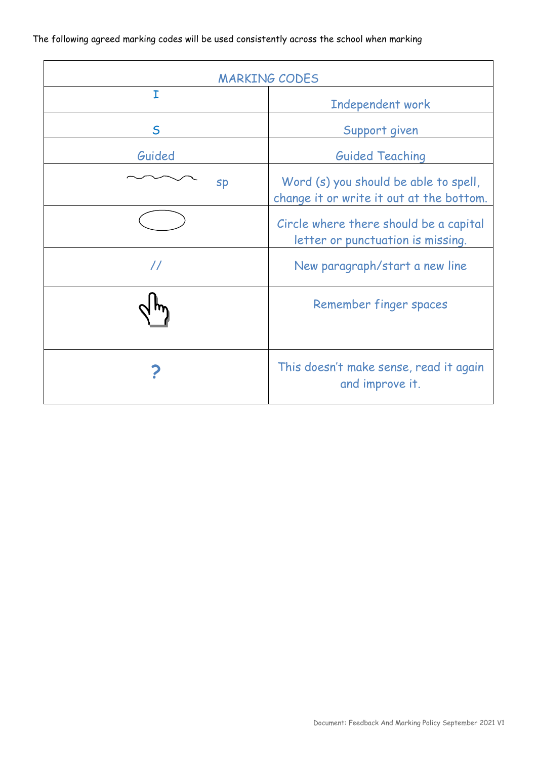The following agreed marking codes will be used consistently across the school when marking

| MARKING CODES | |
|---|---|
| I | Independent work |
| S | Support given |
| Guided | Guided Teaching |
| ~~~ sp | Word (s) you should be able to spell, change it or write it out at the bottom. |
| ⬭ | Circle where there should be a capital letter or punctuation is missing. |
| // | New paragraph/start a new line |
| ☝ | Remember finger spaces |
| ? | This doesn't make sense, read it again and improve it. |